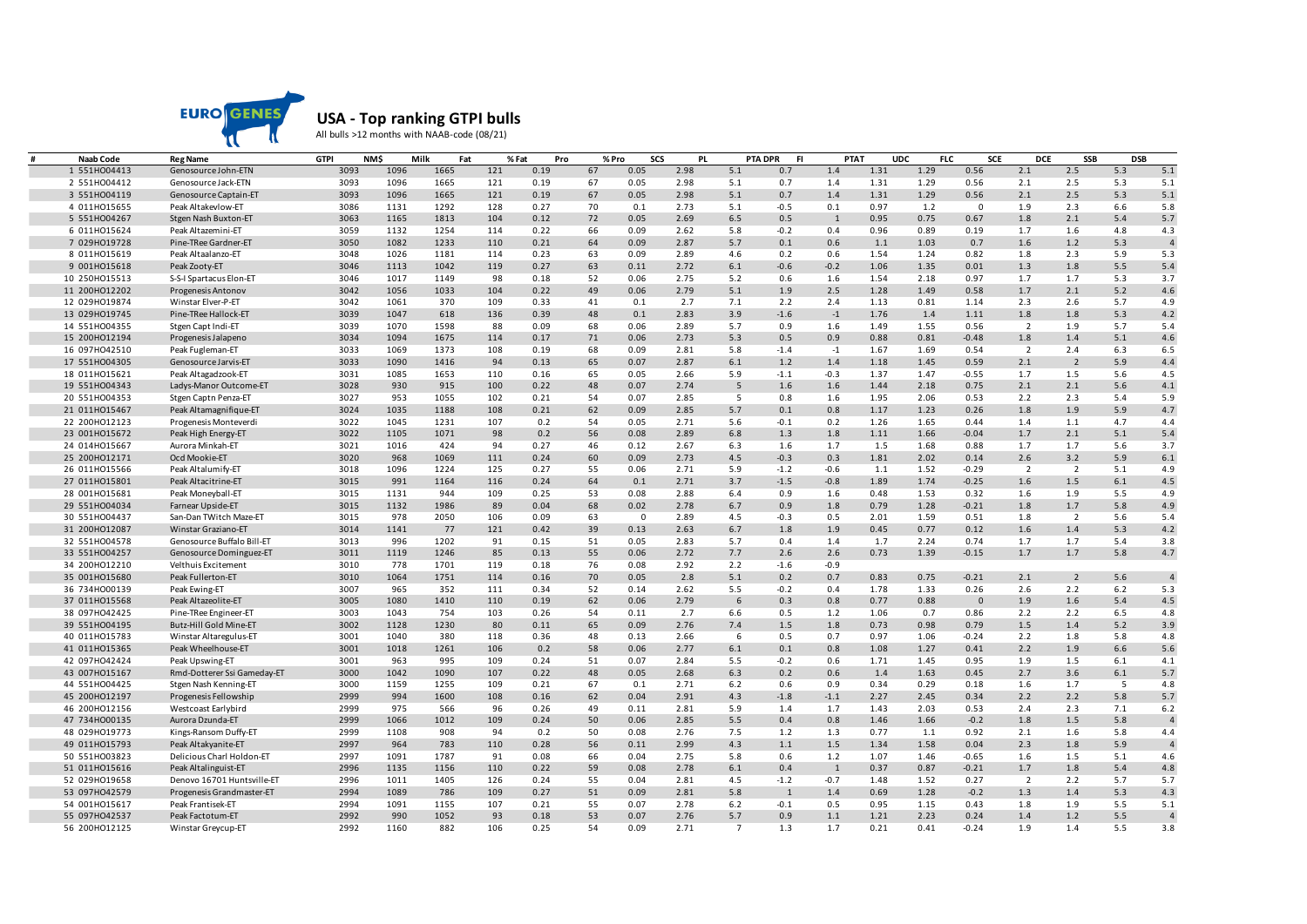# USA - Top ranking GTPI bulls

All bulls >12 months with NAAB-code (08/21)

| # | Naab Code | Reg Name | GTPI | NM$ | Milk | Fat | % Fat | Pro | % Pro | SCS | PL | PTA DPR | FI | PTAT | UDC | FLC | SCE | DCE | SSB | DSB |
|---|---|---|---|---|---|---|---|---|---|---|---|---|---|---|---|---|---|---|---|---|
| 1 | 551HO04413 | Genosource John-ETN | 3093 | 1096 | 1665 | 121 | 0.19 | 67 | 0.05 | 2.98 | 5.1 | 0.7 | 1.4 | 1.31 | 1.29 | 0.56 | 2.1 | 2.5 | 5.3 | 5.1 |
| 2 | 551HO04412 | Genosource Jack-ETN | 3093 | 1096 | 1665 | 121 | 0.19 | 67 | 0.05 | 2.98 | 5.1 | 0.7 | 1.4 | 1.31 | 1.29 | 0.56 | 2.1 | 2.5 | 5.3 | 5.1 |
| 3 | 551HO04119 | Genosource Captain-ET | 3093 | 1096 | 1665 | 121 | 0.19 | 67 | 0.05 | 2.98 | 5.1 | 0.7 | 1.4 | 1.31 | 1.29 | 0.56 | 2.1 | 2.5 | 5.3 | 5.1 |
| 4 | 011HO15655 | Peak Altakevlow-ET | 3086 | 1131 | 1292 | 128 | 0.27 | 70 | 0.1 | 2.73 | 5.1 | -0.5 | 0.1 | 0.97 | 1.2 | 0 | 1.9 | 2.3 | 6.6 | 5.8 |
| 5 | 551HO04267 | Stgen Nash Buxton-ET | 3063 | 1165 | 1813 | 104 | 0.12 | 72 | 0.05 | 2.69 | 6.5 | 0.5 | 1 | 0.95 | 0.75 | 0.67 | 1.8 | 2.1 | 5.4 | 5.7 |
| 6 | 011HO15624 | Peak Altazemini-ET | 3059 | 1132 | 1254 | 114 | 0.22 | 66 | 0.09 | 2.62 | 5.8 | -0.2 | 0.4 | 0.96 | 0.89 | 0.19 | 1.7 | 1.6 | 4.8 | 4.3 |
| 7 | 029HO19728 | Pine-TRee Gardner-ET | 3050 | 1082 | 1233 | 110 | 0.21 | 64 | 0.09 | 2.87 | 5.7 | 0.1 | 0.6 | 1.1 | 1.03 | 0.7 | 1.6 | 1.2 | 5.3 | 4 |
| 8 | 011HO15619 | Peak Altaalanzo-ET | 3048 | 1026 | 1181 | 114 | 0.23 | 63 | 0.09 | 2.89 | 4.6 | 0.2 | 0.6 | 1.54 | 1.24 | 0.82 | 1.8 | 2.3 | 5.9 | 5.3 |
| 9 | 001HO15618 | Peak Zooty-ET | 3046 | 1113 | 1042 | 119 | 0.27 | 63 | 0.11 | 2.72 | 6.1 | -0.6 | -0.2 | 1.06 | 1.35 | 0.01 | 1.3 | 1.8 | 5.5 | 5.4 |
| 10 | 250HO15513 | S-S-I Spartacus Elon-ET | 3046 | 1017 | 1149 | 98 | 0.18 | 52 | 0.06 | 2.75 | 5.2 | 0.6 | 1.6 | 1.54 | 2.18 | 0.97 | 1.7 | 1.7 | 5.3 | 3.7 |
| 11 | 200HO12202 | Progenesis Antonov | 3042 | 1056 | 1033 | 104 | 0.22 | 49 | 0.06 | 2.79 | 5.1 | 1.9 | 2.5 | 1.28 | 1.49 | 0.58 | 1.7 | 2.1 | 5.2 | 4.6 |
| 12 | 029HO19874 | Winstar Elver-P-ET | 3042 | 1061 | 370 | 109 | 0.33 | 41 | 0.1 | 2.7 | 7.1 | 2.2 | 2.4 | 1.13 | 0.81 | 1.14 | 2.3 | 2.6 | 5.7 | 4.9 |
| 13 | 029HO19745 | Pine-TRee Hallock-ET | 3039 | 1047 | 618 | 136 | 0.39 | 48 | 0.1 | 2.83 | 3.9 | -1.6 | -1 | 1.76 | 1.4 | 1.11 | 1.8 | 1.8 | 5.3 | 4.2 |
| 14 | 551HO04355 | Stgen Capt Indi-ET | 3039 | 1070 | 1598 | 88 | 0.09 | 68 | 0.06 | 2.89 | 5.7 | 0.9 | 1.6 | 1.49 | 1.55 | 0.56 | 2 | 1.9 | 5.7 | 5.4 |
| 15 | 200HO12194 | Progenesis Jalapeno | 3034 | 1094 | 1675 | 114 | 0.17 | 71 | 0.06 | 2.73 | 5.3 | 0.5 | 0.9 | 0.88 | 0.81 | -0.48 | 1.8 | 1.4 | 5.1 | 4.6 |
| 16 | 097HO42510 | Peak Fugleman-ET | 3033 | 1069 | 1373 | 108 | 0.19 | 68 | 0.09 | 2.81 | 5.8 | -1.4 | -1 | 1.67 | 1.69 | 0.54 | 2 | 2.4 | 6.3 | 6.5 |
| 17 | 551HO04305 | Genosource Jarvis-ET | 3033 | 1090 | 1416 | 94 | 0.13 | 65 | 0.07 | 2.87 | 6.1 | 1.2 | 1.4 | 1.18 | 1.45 | 0.59 | 2.1 | 2 | 5.9 | 4.4 |
| 18 | 011HO15621 | Peak Altagadzook-ET | 3031 | 1085 | 1653 | 110 | 0.16 | 65 | 0.05 | 2.66 | 5.9 | -1.1 | -0.3 | 1.37 | 1.47 | -0.55 | 1.7 | 1.5 | 5.6 | 4.5 |
| 19 | 551HO04343 | Ladys-Manor Outcome-ET | 3028 | 930 | 915 | 100 | 0.22 | 48 | 0.07 | 2.74 | 5 | 1.6 | 1.6 | 1.44 | 2.18 | 0.75 | 2.1 | 2.1 | 5.6 | 4.1 |
| 20 | 551HO04353 | Stgen Captn Penza-ET | 3027 | 953 | 1055 | 102 | 0.21 | 54 | 0.07 | 2.85 | 5 | 0.8 | 1.6 | 1.95 | 2.06 | 0.53 | 2.2 | 2.3 | 5.4 | 5.9 |
| 21 | 011HO15467 | Peak Altamagnifique-ET | 3024 | 1035 | 1188 | 108 | 0.21 | 62 | 0.09 | 2.85 | 5.7 | 0.1 | 0.8 | 1.17 | 1.23 | 0.26 | 1.8 | 1.9 | 5.9 | 4.7 |
| 22 | 200HO12123 | Progenesis Monteverdi | 3022 | 1045 | 1231 | 107 | 0.2 | 54 | 0.05 | 2.71 | 5.6 | -0.1 | 0.2 | 1.26 | 1.65 | 0.44 | 1.4 | 1.1 | 4.7 | 4.4 |
| 23 | 001HO15672 | Peak High Energy-ET | 3022 | 1105 | 1071 | 98 | 0.2 | 56 | 0.08 | 2.89 | 6.8 | 1.3 | 1.8 | 1.11 | 1.66 | -0.04 | 1.7 | 2.1 | 5.1 | 5.4 |
| 24 | 014HO15667 | Aurora Minkah-ET | 3021 | 1016 | 424 | 94 | 0.27 | 46 | 0.12 | 2.67 | 6.3 | 1.6 | 1.7 | 1.5 | 1.68 | 0.88 | 1.7 | 1.7 | 5.6 | 3.7 |
| 25 | 200HO12171 | Ocd Mookie-ET | 3020 | 968 | 1069 | 111 | 0.24 | 60 | 0.09 | 2.73 | 4.5 | -0.3 | 0.3 | 1.81 | 2.02 | 0.14 | 2.6 | 3.2 | 5.9 | 6.1 |
| 26 | 011HO15566 | Peak Altalumify-ET | 3018 | 1096 | 1224 | 125 | 0.27 | 55 | 0.06 | 2.71 | 5.9 | -1.2 | -0.6 | 1.1 | 1.52 | -0.29 | 2 | 2 | 5.1 | 4.9 |
| 27 | 011HO15801 | Peak Altacitrine-ET | 3015 | 991 | 1164 | 116 | 0.24 | 64 | 0.1 | 2.71 | 3.7 | -1.5 | -0.8 | 1.89 | 1.74 | -0.25 | 1.6 | 1.5 | 6.1 | 4.5 |
| 28 | 001HO15681 | Peak Moneyball-ET | 3015 | 1131 | 944 | 109 | 0.25 | 53 | 0.08 | 2.88 | 6.4 | 0.9 | 1.6 | 0.48 | 1.53 | 0.32 | 1.6 | 1.9 | 5.5 | 4.9 |
| 29 | 551HO04034 | Farnear Upside-ET | 3015 | 1132 | 1986 | 89 | 0.04 | 68 | 0.02 | 2.78 | 6.7 | 0.9 | 1.8 | 0.79 | 1.28 | -0.21 | 1.8 | 1.7 | 5.8 | 4.9 |
| 30 | 551HO04437 | San-Dan TWitch Maze-ET | 3015 | 978 | 2050 | 106 | 0.09 | 63 | 0 | 2.89 | 4.5 | -0.3 | 0.5 | 2.01 | 1.59 | 0.51 | 1.8 | 2 | 5.6 | 5.4 |
| 31 | 200HO12087 | Winstar Graziano-ET | 3014 | 1141 | 77 | 121 | 0.42 | 39 | 0.13 | 2.63 | 6.7 | 1.8 | 1.9 | 0.45 | 0.77 | 0.12 | 1.6 | 1.4 | 5.3 | 4.2 |
| 32 | 551HO04578 | Genosource Buffalo Bill-ET | 3013 | 996 | 1202 | 91 | 0.15 | 51 | 0.05 | 2.83 | 5.7 | 0.4 | 1.4 | 1.7 | 2.24 | 0.74 | 1.7 | 1.7 | 5.4 | 3.8 |
| 33 | 551HO04257 | Genosource Dominguez-ET | 3011 | 1119 | 1246 | 85 | 0.13 | 55 | 0.06 | 2.72 | 7.7 | 2.6 | 2.6 | 0.73 | 1.39 | -0.15 | 1.7 | 1.7 | 5.8 | 4.7 |
| 34 | 200HO12210 | Velthuis Excitement | 3010 | 778 | 1701 | 119 | 0.18 | 76 | 0.08 | 2.92 | 2.2 | -1.6 | -0.9 | | | | | | | |
| 35 | 001HO15680 | Peak Fullerton-ET | 3010 | 1064 | 1751 | 114 | 0.16 | 70 | 0.05 | 2.8 | 5.1 | 0.2 | 0.7 | 0.83 | 0.75 | -0.21 | 2.1 | 2 | 5.6 | 4 |
| 36 | 734HO00139 | Peak Ewing-ET | 3007 | 965 | 352 | 111 | 0.34 | 52 | 0.14 | 2.62 | 5.5 | -0.2 | 0.4 | 1.78 | 1.33 | 0.26 | 2.6 | 2.2 | 6.2 | 5.3 |
| 37 | 011HO15568 | Peak Altazeolite-ET | 3005 | 1080 | 1410 | 110 | 0.19 | 62 | 0.06 | 2.79 | 6 | 0.3 | 0.8 | 0.77 | 0.88 | 0 | 1.9 | 1.6 | 5.4 | 4.5 |
| 38 | 097HO42425 | Pine-TRee Engineer-ET | 3003 | 1043 | 754 | 103 | 0.26 | 54 | 0.11 | 2.7 | 6.6 | 0.5 | 1.2 | 1.06 | 0.7 | 0.86 | 2.2 | 2.2 | 6.5 | 4.8 |
| 39 | 551HO04195 | Butz-Hill Gold Mine-ET | 3002 | 1128 | 1230 | 80 | 0.11 | 65 | 0.09 | 2.76 | 7.4 | 1.5 | 1.8 | 0.73 | 0.98 | 0.79 | 1.5 | 1.4 | 5.2 | 3.9 |
| 40 | 011HO15783 | Winstar Altaregulus-ET | 3001 | 1040 | 380 | 118 | 0.36 | 48 | 0.13 | 2.66 | 6 | 0.5 | 0.7 | 0.97 | 1.06 | -0.24 | 2.2 | 1.8 | 5.8 | 4.8 |
| 41 | 011HO15365 | Peak Wheelhouse-ET | 3001 | 1018 | 1261 | 106 | 0.2 | 58 | 0.06 | 2.77 | 6.1 | 0.1 | 0.8 | 1.08 | 1.27 | 0.41 | 2.2 | 1.9 | 6.6 | 5.6 |
| 42 | 097HO42424 | Peak Upswing-ET | 3001 | 963 | 995 | 109 | 0.24 | 51 | 0.07 | 2.84 | 5.5 | -0.2 | 0.6 | 1.71 | 1.45 | 0.95 | 1.9 | 1.5 | 6.1 | 4.1 |
| 43 | 007HO15167 | Rmd-Dotterer Ssi Gameday-ET | 3000 | 1042 | 1090 | 107 | 0.22 | 48 | 0.05 | 2.68 | 6.3 | 0.2 | 0.6 | 1.4 | 1.63 | 0.45 | 2.7 | 3.6 | 6.1 | 5.7 |
| 44 | 551HO04425 | Stgen Nash Kenning-ET | 3000 | 1159 | 1255 | 109 | 0.21 | 67 | 0.1 | 2.71 | 6.2 | 0.6 | 0.9 | 0.34 | 0.29 | 0.18 | 1.6 | 1.7 | 5 | 4.8 |
| 45 | 200HO12197 | Progenesis Fellowship | 2999 | 994 | 1600 | 108 | 0.16 | 62 | 0.04 | 2.91 | 4.3 | -1.8 | -1.1 | 2.27 | 2.45 | 0.34 | 2.2 | 2.2 | 5.8 | 5.7 |
| 46 | 200HO12156 | Westcoast Earlybird | 2999 | 975 | 566 | 96 | 0.26 | 49 | 0.11 | 2.81 | 5.9 | 1.4 | 1.7 | 1.43 | 2.03 | 0.53 | 2.4 | 2.3 | 7.1 | 6.2 |
| 47 | 734HO00135 | Aurora Dzunda-ET | 2999 | 1066 | 1012 | 109 | 0.24 | 50 | 0.06 | 2.85 | 5.5 | 0.4 | 0.8 | 1.46 | 1.66 | -0.2 | 1.8 | 1.5 | 5.8 | 4 |
| 48 | 029HO19773 | Kings-Ransom Duffy-ET | 2999 | 1108 | 908 | 94 | 0.2 | 50 | 0.08 | 2.76 | 7.5 | 1.2 | 1.3 | 0.77 | 1.1 | 0.92 | 2.1 | 1.6 | 5.8 | 4.4 |
| 49 | 011HO15793 | Peak Altakyanite-ET | 2997 | 964 | 783 | 110 | 0.28 | 56 | 0.11 | 2.99 | 4.3 | 1.1 | 1.5 | 1.34 | 1.58 | 0.04 | 2.3 | 1.8 | 5.9 | 4 |
| 50 | 551HO03823 | Delicious Charl Holdon-ET | 2997 | 1091 | 1787 | 91 | 0.08 | 66 | 0.04 | 2.75 | 5.8 | 0.6 | 1.2 | 1.07 | 1.46 | -0.65 | 1.6 | 1.5 | 5.1 | 4.6 |
| 51 | 011HO15616 | Peak Altalinguist-ET | 2996 | 1135 | 1156 | 110 | 0.22 | 59 | 0.08 | 2.78 | 6.1 | 0.4 | 1 | 0.37 | 0.87 | -0.21 | 1.7 | 1.8 | 5.4 | 4.8 |
| 52 | 029HO19658 | Denovo 16701 Huntsville-ET | 2996 | 1011 | 1405 | 126 | 0.24 | 55 | 0.04 | 2.81 | 4.5 | -1.2 | -0.7 | 1.48 | 1.52 | 0.27 | 2 | 2.2 | 5.7 | 5.7 |
| 53 | 097HO42579 | Progenesis Grandmaster-ET | 2994 | 1089 | 786 | 109 | 0.27 | 51 | 0.09 | 2.81 | 5.8 | 1 | 1.4 | 0.69 | 1.28 | -0.2 | 1.3 | 1.4 | 5.3 | 4.3 |
| 54 | 001HO15617 | Peak Frantisek-ET | 2994 | 1091 | 1155 | 107 | 0.21 | 55 | 0.07 | 2.78 | 6.2 | -0.1 | 0.5 | 0.95 | 1.15 | 0.43 | 1.8 | 1.9 | 5.5 | 5.1 |
| 55 | 097HO42537 | Peak Factotum-ET | 2992 | 990 | 1052 | 93 | 0.18 | 53 | 0.07 | 2.76 | 5.7 | 0.9 | 1.1 | 1.21 | 2.23 | 0.24 | 1.4 | 1.2 | 5.5 | 4 |
| 56 | 200HO12125 | Winstar Greycup-ET | 2992 | 1160 | 882 | 106 | 0.25 | 54 | 0.09 | 2.71 | 7 | 1.3 | 1.7 | 0.21 | 0.41 | -0.24 | 1.9 | 1.4 | 5.5 | 3.8 |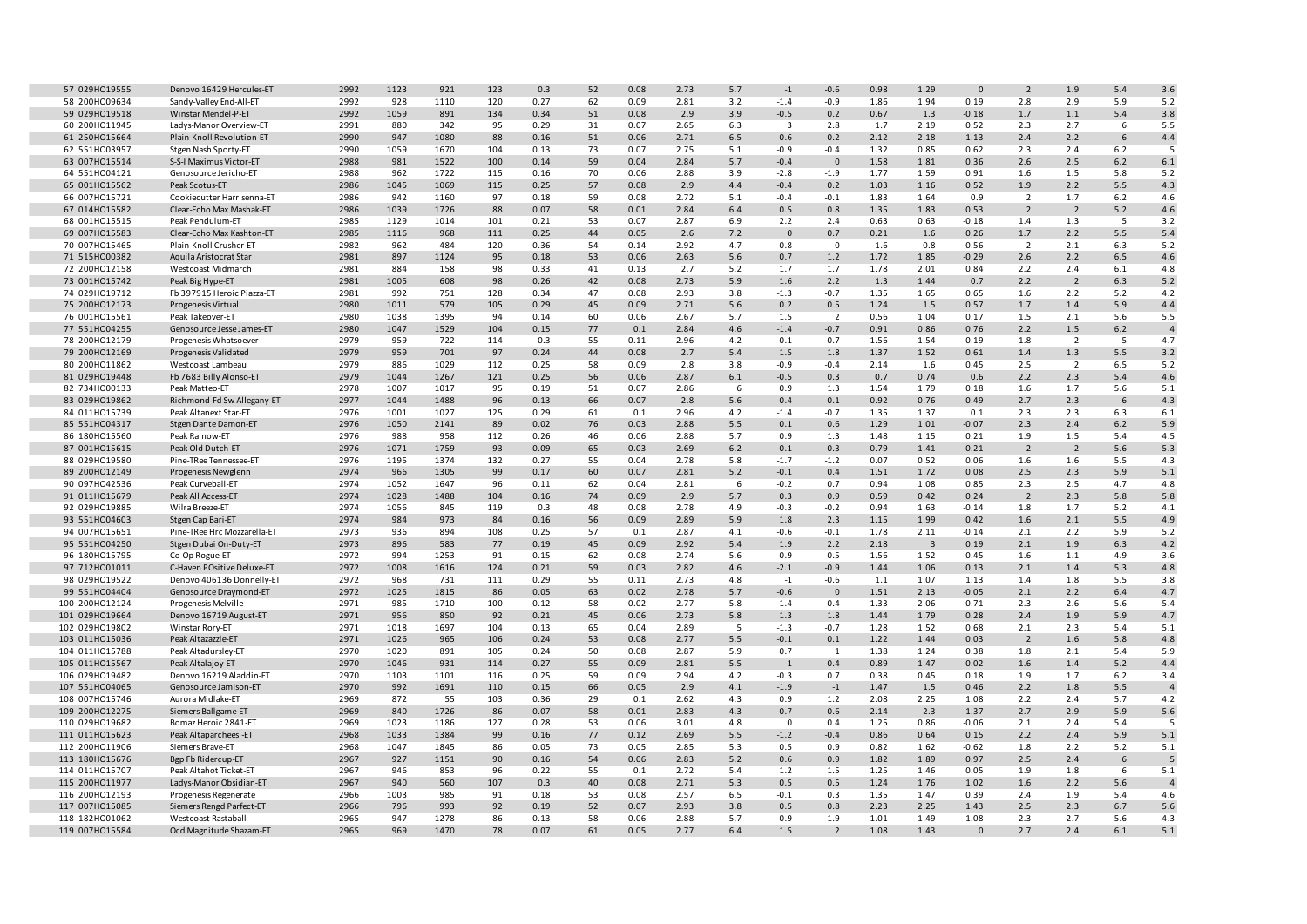| | | | | | | | | | | | | | | | | | | | |
|---|---|---|---|---|---|---|---|---|---|---|---|---|---|---|---|---|---|---|---|
| 57 | 029HO19555 | Denovo 16429 Hercules-ET | 2992 | 1123 | 921 | 123 | 0.3 | 52 | 0.08 | 2.73 | 5.7 | -1 | -0.6 | 0.98 | 1.29 | 0 | 2 | 1.9 | 5.4 | 3.6 |
| 58 | 200HO09634 | Sandy-Valley End-All-ET | 2992 | 928 | 1110 | 120 | 0.27 | 62 | 0.09 | 2.81 | 3.2 | -1.4 | -0.9 | 1.86 | 1.94 | 0.19 | 2.8 | 2.9 | 5.9 | 5.2 |
| 59 | 029HO19518 | Winstar Mendel-P-ET | 2992 | 1059 | 891 | 134 | 0.34 | 51 | 0.08 | 2.9 | 3.9 | -0.5 | 0.2 | 0.67 | 1.3 | -0.18 | 1.7 | 1.1 | 5.4 | 3.8 |
| 60 | 200HO11945 | Ladys-Manor Overview-ET | 2991 | 880 | 342 | 95 | 0.29 | 31 | 0.07 | 2.65 | 6.3 | 3 | 2.8 | 1.7 | 2.19 | 0.52 | 2.3 | 2.7 | 6 | 5.5 |
| 61 | 250HO15664 | Plain-Knoll Revolution-ET | 2990 | 947 | 1080 | 88 | 0.16 | 51 | 0.06 | 2.71 | 6.5 | -0.6 | -0.2 | 2.12 | 2.18 | 1.13 | 2.4 | 2.2 | 6 | 4.4 |
| 62 | 551HO03957 | Stgen Nash Sporty-ET | 2990 | 1059 | 1670 | 104 | 0.13 | 73 | 0.07 | 2.75 | 5.1 | -0.9 | -0.4 | 1.32 | 0.85 | 0.62 | 2.3 | 2.4 | 6.2 | 5 |
| 63 | 007HO15514 | S-S-I Maximus Victor-ET | 2988 | 981 | 1522 | 100 | 0.14 | 59 | 0.04 | 2.84 | 5.7 | -0.4 | 0 | 1.58 | 1.81 | 0.36 | 2.6 | 2.5 | 6.2 | 6.1 |
| 64 | 551HO04121 | Genosource Jericho-ET | 2988 | 962 | 1722 | 115 | 0.16 | 70 | 0.06 | 2.88 | 3.9 | -2.8 | -1.9 | 1.77 | 1.59 | 0.91 | 1.6 | 1.5 | 5.8 | 5.2 |
| 65 | 001HO15562 | Peak Scotus-ET | 2986 | 1045 | 1069 | 115 | 0.25 | 57 | 0.08 | 2.9 | 4.4 | -0.4 | 0.2 | 1.03 | 1.16 | 0.52 | 1.9 | 2.2 | 5.5 | 4.3 |
| 66 | 007HO15721 | Cookiecutter Harrisenna-ET | 2986 | 942 | 1160 | 97 | 0.18 | 59 | 0.08 | 2.72 | 5.1 | -0.4 | -0.1 | 1.83 | 1.64 | 0.9 | 2 | 1.7 | 6.2 | 4.6 |
| 67 | 014HO15582 | Clear-Echo Max Mashak-ET | 2986 | 1039 | 1726 | 88 | 0.07 | 58 | 0.01 | 2.84 | 6.4 | 0.5 | 0.8 | 1.35 | 1.83 | 0.53 | 2 | 2 | 5.2 | 4.6 |
| 68 | 001HO15515 | Peak Pendulum-ET | 2985 | 1129 | 1014 | 101 | 0.21 | 53 | 0.07 | 2.87 | 6.9 | 2.2 | 2.4 | 0.63 | 0.63 | -0.18 | 1.4 | 1.3 | 5 | 3.2 |
| 69 | 007HO15583 | Clear-Echo Max Kashton-ET | 2985 | 1116 | 968 | 111 | 0.25 | 44 | 0.05 | 2.6 | 7.2 | 0 | 0.7 | 0.21 | 1.6 | 0.26 | 1.7 | 2.2 | 5.5 | 5.4 |
| 70 | 007HO15465 | Plain-Knoll Crusher-ET | 2982 | 962 | 484 | 120 | 0.36 | 54 | 0.14 | 2.92 | 4.7 | -0.8 | 0 | 1.6 | 0.8 | 0.56 | 2 | 2.1 | 6.3 | 5.2 |
| 71 | 515HO00382 | Aquila Aristocrat Star | 2981 | 897 | 1124 | 95 | 0.18 | 53 | 0.06 | 2.63 | 5.6 | 0.7 | 1.2 | 1.72 | 1.85 | -0.29 | 2.6 | 2.2 | 6.5 | 4.6 |
| 72 | 200HO12158 | Westcoast Midmarch | 2981 | 884 | 158 | 98 | 0.33 | 41 | 0.13 | 2.7 | 5.2 | 1.7 | 1.7 | 1.78 | 2.01 | 0.84 | 2.2 | 2.4 | 6.1 | 4.8 |
| 73 | 001HO15742 | Peak Big Hype-ET | 2981 | 1005 | 608 | 98 | 0.26 | 42 | 0.08 | 2.73 | 5.9 | 1.6 | 2.2 | 1.3 | 1.44 | 0.7 | 2.2 | 2 | 6.3 | 5.2 |
| 74 | 029HO19712 | Fb 397915 Heroic Piazza-ET | 2981 | 992 | 751 | 128 | 0.34 | 47 | 0.08 | 2.93 | 3.8 | -1.3 | -0.7 | 1.35 | 1.65 | 0.65 | 1.6 | 2.2 | 5.2 | 4.2 |
| 75 | 200HO12173 | Progenesis Virtual | 2980 | 1011 | 579 | 105 | 0.29 | 45 | 0.09 | 2.71 | 5.6 | 0.2 | 0.5 | 1.24 | 1.5 | 0.57 | 1.7 | 1.4 | 5.9 | 4.4 |
| 76 | 001HO15561 | Peak Takeover-ET | 2980 | 1038 | 1395 | 94 | 0.14 | 60 | 0.06 | 2.67 | 5.7 | 1.5 | 2 | 0.56 | 1.04 | 0.17 | 1.5 | 2.1 | 5.6 | 5.5 |
| 77 | 551HO04255 | Genosource Jesse James-ET | 2980 | 1047 | 1529 | 104 | 0.15 | 77 | 0.1 | 2.84 | 4.6 | -1.4 | -0.7 | 0.91 | 0.86 | 0.76 | 2.2 | 1.5 | 6.2 | 4 |
| 78 | 200HO12179 | Progenesis Whatsoever | 2979 | 959 | 722 | 114 | 0.3 | 55 | 0.11 | 2.96 | 4.2 | 0.1 | 0.7 | 1.56 | 1.54 | 0.19 | 1.8 | 2 | 5 | 4.7 |
| 79 | 200HO12169 | Progenesis Validated | 2979 | 959 | 701 | 97 | 0.24 | 44 | 0.08 | 2.7 | 5.4 | 1.5 | 1.8 | 1.37 | 1.52 | 0.61 | 1.4 | 1.3 | 5.5 | 3.2 |
| 80 | 200HO11862 | Westcoast Lambeau | 2979 | 886 | 1029 | 112 | 0.25 | 58 | 0.09 | 2.8 | 3.8 | -0.9 | -0.4 | 2.14 | 1.6 | 0.45 | 2.5 | 2 | 6.5 | 5.2 |
| 81 | 029HO19448 | Fb 7683 Billy Alonso-ET | 2979 | 1044 | 1267 | 121 | 0.25 | 56 | 0.06 | 2.87 | 6.1 | -0.5 | 0.3 | 0.7 | 0.74 | 0.6 | 2.2 | 2.3 | 5.4 | 4.6 |
| 82 | 734HO00133 | Peak Matteo-ET | 2978 | 1007 | 1017 | 95 | 0.19 | 51 | 0.07 | 2.86 | 6 | 0.9 | 1.3 | 1.54 | 1.79 | 0.18 | 1.6 | 1.7 | 5.6 | 5.1 |
| 83 | 029HO19862 | Richmond-Fd Sw Allegany-ET | 2977 | 1044 | 1488 | 96 | 0.13 | 66 | 0.07 | 2.8 | 5.6 | -0.4 | 0.1 | 0.92 | 0.76 | 0.49 | 2.7 | 2.3 | 6 | 4.3 |
| 84 | 011HO15739 | Peak Altanext Star-ET | 2976 | 1001 | 1027 | 125 | 0.29 | 61 | 0.1 | 2.96 | 4.2 | -1.4 | -0.7 | 1.35 | 1.37 | 0.1 | 2.3 | 2.3 | 6.3 | 6.1 |
| 85 | 551HO04317 | Stgen Dante Damon-ET | 2976 | 1050 | 2141 | 89 | 0.02 | 76 | 0.03 | 2.88 | 5.5 | 0.1 | 0.6 | 1.29 | 1.01 | -0.07 | 2.3 | 2.4 | 6.2 | 5.9 |
| 86 | 180HO15560 | Peak Rainow-ET | 2976 | 988 | 958 | 112 | 0.26 | 46 | 0.06 | 2.88 | 5.7 | 0.9 | 1.3 | 1.48 | 1.15 | 0.21 | 1.9 | 1.5 | 5.4 | 4.5 |
| 87 | 001HO15615 | Peak Old Dutch-ET | 2976 | 1071 | 1759 | 93 | 0.09 | 65 | 0.03 | 2.69 | 6.2 | -0.1 | 0.3 | 0.79 | 1.41 | -0.21 | 2 | 2 | 5.6 | 5.3 |
| 88 | 029HO19580 | Pine-TRee Tennessee-ET | 2976 | 1195 | 1374 | 132 | 0.27 | 55 | 0.04 | 2.78 | 5.8 | -1.7 | -1.2 | 0.07 | 0.52 | 0.06 | 1.6 | 1.6 | 5.5 | 4.3 |
| 89 | 200HO12149 | Progenesis Newglenn | 2974 | 966 | 1305 | 99 | 0.17 | 60 | 0.07 | 2.81 | 5.2 | -0.1 | 0.4 | 1.51 | 1.72 | 0.08 | 2.5 | 2.3 | 5.9 | 5.1 |
| 90 | 097HO42536 | Peak Curveball-ET | 2974 | 1052 | 1647 | 96 | 0.11 | 62 | 0.04 | 2.81 | 6 | -0.2 | 0.7 | 0.94 | 1.08 | 0.85 | 2.3 | 2.5 | 4.7 | 4.8 |
| 91 | 011HO15679 | Peak All Access-ET | 2974 | 1028 | 1488 | 104 | 0.16 | 74 | 0.09 | 2.9 | 5.7 | 0.3 | 0.9 | 0.59 | 0.42 | 0.24 | 2 | 2.3 | 5.8 | 5.8 |
| 92 | 029HO19885 | Wilra Breeze-ET | 2974 | 1056 | 845 | 119 | 0.3 | 48 | 0.08 | 2.78 | 4.9 | -0.3 | -0.2 | 0.94 | 1.63 | -0.14 | 1.8 | 1.7 | 5.2 | 4.1 |
| 93 | 551HO04603 | Stgen Cap Bari-ET | 2974 | 984 | 973 | 84 | 0.16 | 56 | 0.09 | 2.89 | 5.9 | 1.8 | 2.3 | 1.15 | 1.99 | 0.42 | 1.6 | 2.1 | 5.5 | 4.9 |
| 94 | 007HO15651 | Pine-TRee Hrc Mozzarella-ET | 2973 | 936 | 894 | 108 | 0.25 | 57 | 0.1 | 2.87 | 4.1 | -0.6 | -0.1 | 1.78 | 2.11 | -0.14 | 2.1 | 2.2 | 5.9 | 5.2 |
| 95 | 551HO04250 | Stgen Dubai On-Duty-ET | 2973 | 896 | 583 | 77 | 0.19 | 45 | 0.09 | 2.92 | 5.4 | 1.9 | 2.2 | 2.18 | 3 | 0.19 | 2.1 | 1.9 | 6.3 | 4.2 |
| 96 | 180HO15795 | Co-Op Rogue-ET | 2972 | 994 | 1253 | 91 | 0.15 | 62 | 0.08 | 2.74 | 5.6 | -0.9 | -0.5 | 1.56 | 1.52 | 0.45 | 1.6 | 1.1 | 4.9 | 3.6 |
| 97 | 712HO01011 | C-Haven POsitive Deluxe-ET | 2972 | 1008 | 1616 | 124 | 0.21 | 59 | 0.03 | 2.82 | 4.6 | -2.1 | -0.9 | 1.44 | 1.06 | 0.13 | 2.1 | 1.4 | 5.3 | 4.8 |
| 98 | 029HO19522 | Denovo 406136 Donnelly-ET | 2972 | 968 | 731 | 111 | 0.29 | 55 | 0.11 | 2.73 | 4.8 | -1 | -0.6 | 1.1 | 1.07 | 1.13 | 1.4 | 1.8 | 5.5 | 3.8 |
| 99 | 551HO04404 | Genosource Draymond-ET | 2972 | 1025 | 1815 | 86 | 0.05 | 63 | 0.02 | 2.78 | 5.7 | -0.6 | 0 | 1.51 | 2.13 | -0.05 | 2.1 | 2.2 | 6.4 | 4.7 |
| 100 | 200HO12124 | Progenesis Melville | 2971 | 985 | 1710 | 100 | 0.12 | 58 | 0.02 | 2.77 | 5.8 | -1.4 | -0.4 | 1.33 | 2.06 | 0.71 | 2.3 | 2.6 | 5.6 | 5.4 |
| 101 | 029HO19664 | Denovo 16719 August-ET | 2971 | 956 | 850 | 92 | 0.21 | 45 | 0.06 | 2.73 | 5.8 | 1.3 | 1.8 | 1.44 | 1.79 | 0.28 | 2.4 | 1.9 | 5.9 | 4.7 |
| 102 | 029HO19802 | Winstar Rory-ET | 2971 | 1018 | 1697 | 104 | 0.13 | 65 | 0.04 | 2.89 | 5 | -1.3 | -0.7 | 1.28 | 1.52 | 0.68 | 2.1 | 2.3 | 5.4 | 5.1 |
| 103 | 011HO15036 | Peak Altazazzle-ET | 2971 | 1026 | 965 | 106 | 0.24 | 53 | 0.08 | 2.77 | 5.5 | -0.1 | 0.1 | 1.22 | 1.44 | 0.03 | 2 | 1.6 | 5.8 | 4.8 |
| 104 | 011HO15788 | Peak Altadursley-ET | 2970 | 1020 | 891 | 105 | 0.24 | 50 | 0.08 | 2.87 | 5.9 | 0.7 | 1 | 1.38 | 1.24 | 0.38 | 1.8 | 2.1 | 5.4 | 5.9 |
| 105 | 011HO15567 | Peak Altalajoy-ET | 2970 | 1046 | 931 | 114 | 0.27 | 55 | 0.09 | 2.81 | 5.5 | -1 | -0.4 | 0.89 | 1.47 | -0.02 | 1.6 | 1.4 | 5.2 | 4.4 |
| 106 | 029HO19482 | Denovo 16219 Aladdin-ET | 2970 | 1103 | 1101 | 116 | 0.25 | 59 | 0.09 | 2.94 | 4.2 | -0.3 | 0.7 | 0.38 | 0.45 | 0.18 | 1.9 | 1.7 | 6.2 | 3.4 |
| 107 | 551HO04065 | Genosource Jamison-ET | 2970 | 992 | 1691 | 110 | 0.15 | 66 | 0.05 | 2.9 | 4.1 | -1.9 | -1 | 1.47 | 1.5 | 0.46 | 2.2 | 1.8 | 5.5 | 4 |
| 108 | 007HO15746 | Aurora Midlake-ET | 2969 | 872 | 55 | 103 | 0.36 | 29 | 0.1 | 2.62 | 4.3 | 0.9 | 1.2 | 2.08 | 2.25 | 1.08 | 2.2 | 2.4 | 5.7 | 4.2 |
| 109 | 200HO12275 | Siemers Ballgame-ET | 2969 | 840 | 1726 | 86 | 0.07 | 58 | 0.01 | 2.83 | 4.3 | -0.7 | 0.6 | 2.14 | 2.3 | 1.37 | 2.7 | 2.9 | 5.9 | 5.6 |
| 110 | 029HO19682 | Bomaz Heroic 2841-ET | 2969 | 1023 | 1186 | 127 | 0.28 | 53 | 0.06 | 3.01 | 4.8 | 0 | 0.4 | 1.25 | 0.86 | -0.06 | 2.1 | 2.4 | 5.4 | 5 |
| 111 | 011HO15623 | Peak Altaparcheesi-ET | 2968 | 1033 | 1384 | 99 | 0.16 | 77 | 0.12 | 2.69 | 5.5 | -1.2 | -0.4 | 0.86 | 0.64 | 0.15 | 2.2 | 2.4 | 5.9 | 5.1 |
| 112 | 200HO11906 | Siemers Brave-ET | 2968 | 1047 | 1845 | 86 | 0.05 | 73 | 0.05 | 2.85 | 5.3 | 0.5 | 0.9 | 0.82 | 1.62 | -0.62 | 1.8 | 2.2 | 5.2 | 5.1 |
| 113 | 180HO15676 | Bgp Fb Ridercup-ET | 2967 | 927 | 1151 | 90 | 0.16 | 54 | 0.06 | 2.83 | 5.2 | 0.6 | 0.9 | 1.82 | 1.89 | 0.97 | 2.5 | 2.4 | 6 | 5 |
| 114 | 011HO15707 | Peak Altahot Ticket-ET | 2967 | 946 | 853 | 96 | 0.22 | 55 | 0.1 | 2.72 | 5.4 | 1.2 | 1.5 | 1.25 | 1.46 | 0.05 | 1.9 | 1.8 | 6 | 5.1 |
| 115 | 200HO11977 | Ladys-Manor Obsidian-ET | 2967 | 940 | 560 | 107 | 0.3 | 40 | 0.08 | 2.71 | 5.3 | 0.5 | 0.5 | 1.24 | 1.76 | 1.02 | 1.6 | 2.2 | 5.6 | 4 |
| 116 | 200HO12193 | Progenesis Regenerate | 2966 | 1003 | 985 | 91 | 0.18 | 53 | 0.08 | 2.57 | 6.5 | -0.1 | 0.3 | 1.35 | 1.47 | 0.39 | 2.4 | 1.9 | 5.4 | 4.6 |
| 117 | 007HO15085 | Siemers Rengd Parfect-ET | 2966 | 796 | 993 | 92 | 0.19 | 52 | 0.07 | 2.93 | 3.8 | 0.5 | 0.8 | 2.23 | 2.25 | 1.43 | 2.5 | 2.3 | 6.7 | 5.6 |
| 118 | 182HO01062 | Westcoast Rastaball | 2965 | 947 | 1278 | 86 | 0.13 | 58 | 0.06 | 2.88 | 5.7 | 0.9 | 1.9 | 1.01 | 1.49 | 1.08 | 2.3 | 2.7 | 5.6 | 4.3 |
| 119 | 007HO15584 | Ocd Magnitude Shazam-ET | 2965 | 969 | 1470 | 78 | 0.07 | 61 | 0.05 | 2.77 | 6.4 | 1.5 | 2 | 1.08 | 1.43 | 0 | 2.7 | 2.4 | 6.1 | 5.1 |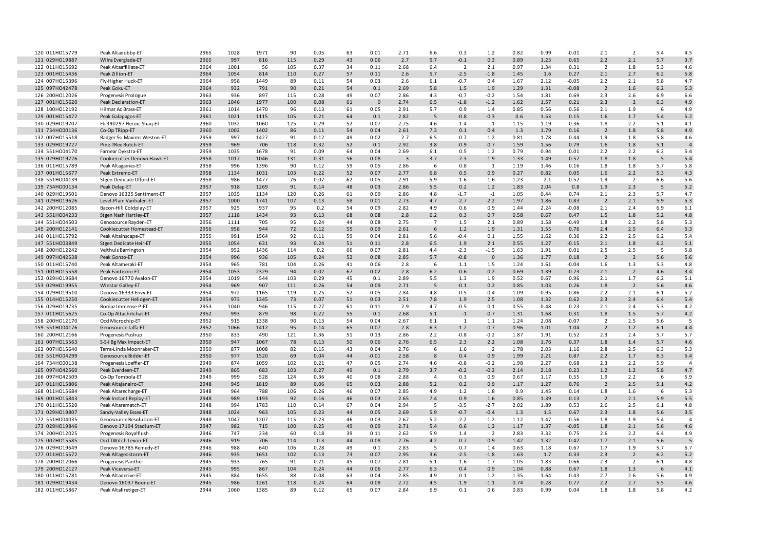| | | | | | | | | | | | | | | | | | | | |
|---|---|---|---|---|---|---|---|---|---|---|---|---|---|---|---|---|---|---|---|
| 120 | 011HO15779 | Peak Altadobby-ET | 2965 | 1028 | 1971 | 90 | 0.05 | 63 | 0.01 | 2.71 | 6.6 | 0.3 | 1.2 | 0.82 | 0.99 | -0.01 | 2.1 | 2 | 5.4 | 4.5 |
| 121 | 029HO19887 | Wilra Everglade-ET | 2965 | 997 | 816 | 115 | 0.29 | 43 | 0.06 | 2.7 | 5.7 | -0.1 | 0.3 | 0.89 | 1.23 | 0.65 | 2.2 | 2.1 | 5.7 | 3.7 |
| 122 | 011HO15692 | Peak Altaaffiliate-ET | 2964 | 1001 | 56 | 105 | 0.37 | 34 | 0.11 | 2.68 | 6.4 | 2 | 2.1 | 0.97 | 1.34 | 0.31 | 2 | 1.8 | 5.3 | 4.6 |
| 123 | 001HO15436 | Peak Zillion-ET | 2964 | 1054 | 814 | 110 | 0.27 | 57 | 0.11 | 2.6 | 5.7 | -2.5 | -1.8 | 1.45 | 1.6 | 0.27 | 2.1 | 2.7 | 6.2 | 5.8 |
| 124 | 007HO15396 | Fly-Higher Huck-ET | 2964 | 958 | 1449 | 89 | 0.11 | 54 | 0.03 | 2.6 | 6.1 | -0.7 | 0.4 | 1.67 | 2.12 | -0.05 | 2.2 | 2.1 | 5.8 | 4.7 |
| 125 | 097HO42478 | Peak Goku-ET | 2964 | 932 | 791 | 90 | 0.21 | 54 | 0.1 | 2.69 | 5.8 | 1.5 | 1.9 | 1.29 | 1.31 | -0.08 | 2 | 1.6 | 6.2 | 5.3 |
| 126 | 200HO12026 | Progenesis Prologue | 2963 | 936 | 897 | 115 | 0.28 | 49 | 0.07 | 2.86 | 4.3 | -0.7 | -0.2 | 1.54 | 1.81 | 0.69 | 2.3 | 2.6 | 6.9 | 6.6 |
| 127 | 001HO15620 | Peak Declaration-ET | 2963 | 1046 | 1977 | 100 | 0.08 | 61 | 0 | 2.74 | 6.5 | -1.8 | -1.2 | 1.62 | 1.57 | 0.21 | 2.3 | 2 | 6.3 | 4.9 |
| 128 | 100HO12192 | Hilmar Ac Brass-ET | 2961 | 1014 | 1470 | 96 | 0.13 | 61 | 0.05 | 2.91 | 5.7 | 0.9 | 1.4 | 0.85 | 0.56 | 0.56 | 2.1 | 1.9 | 6 | 4.9 |
| 129 | 001HO15472 | Peak Galapagos-ET | 2961 | 1021 | 1115 | 105 | 0.21 | 64 | 0.1 | 2.82 | 5 | -0.8 | -0.3 | 0.6 | 1.53 | 0.15 | 1.6 | 1.7 | 5.4 | 5.2 |
| 130 | 029HO19707 | Fb 390297 Heroic Shaq-ET | 2960 | 1032 | 1060 | 125 | 0.29 | 52 | 0.07 | 2.75 | 4.6 | -1.4 | -1 | 1.15 | 1.19 | 0.36 | 1.8 | 2.2 | 5.1 | 4.1 |
| 131 | 734HO00136 | Co-Op TRipp-ET | 2960 | 1002 | 1402 | 86 | 0.11 | 54 | 0.04 | 2.61 | 7.3 | 0.1 | 0.4 | 1.3 | 1.79 | 0.16 | 2 | 1.8 | 5.8 | 4.9 |
| 132 | 007HO15518 | Badger Ssi Maxims Weston-ET | 2959 | 997 | 1427 | 91 | 0.12 | 49 | 0.02 | 2.7 | 6.5 | 0.7 | 1.2 | 0.81 | 1.78 | 0.44 | 1.9 | 1.8 | 5.8 | 4.6 |
| 133 | 029HO19727 | Pine-TRee Butch-ET | 2959 | 969 | 706 | 118 | 0.32 | 52 | 0.1 | 2.92 | 3.8 | -0.9 | -0.7 | 1.59 | 1.56 | 0.79 | 1.6 | 1.8 | 5.1 | 4 |
| 134 | 551HO04170 | Farnear Dykstra-ET | 2959 | 1035 | 1678 | 91 | 0.09 | 64 | 0.04 | 2.69 | 6.1 | 0.5 | 1.2 | 0.79 | 0.94 | 0.01 | 2.2 | 2.2 | 6.2 | 5.4 |
| 135 | 029HO19726 | Cookiecutter Denovo Hawk-ET | 2958 | 1017 | 1046 | 131 | 0.31 | 56 | 0.08 | 3 | 3.7 | -2.3 | -1.9 | 1.33 | 1.49 | 0.57 | 1.8 | 1.8 | 5 | 5.4 |
| 136 | 011HO15789 | Peak Altagaines-ET | 2958 | 996 | 1396 | 90 | 0.12 | 59 | 0.05 | 2.86 | 6 | 0.8 | 1 | 1.19 | 1.46 | 0.16 | 1.8 | 1.8 | 5.7 | 5.8 |
| 137 | 001HO15677 | Peak Extremo-ET | 2958 | 1134 | 1031 | 103 | 0.22 | 52 | 0.07 | 2.77 | 6.8 | 0.5 | 0.9 | 0.27 | 0.82 | 0.05 | 1.6 | 2.2 | 5.3 | 4.3 |
| 138 | 551HO04139 | Stgen Dedicate Offord-ET | 2958 | 986 | 1477 | 76 | 0.07 | 62 | 0.05 | 2.91 | 5.9 | 1.6 | 1.6 | 1.23 | 2.1 | 0.52 | 1.9 | 2 | 6.6 | 5.6 |
| 139 | 734HO00134 | Peak Delap-ET | 2957 | 918 | 1269 | 91 | 0.14 | 48 | 0.03 | 2.86 | 5.5 | 0.2 | 1.2 | 1.83 | 2.04 | 0.8 | 1.9 | 2.3 | 5 | 5.2 |
| 140 | 029HO19501 | Denovo 16325 Sentiment-ET | 2957 | 1035 | 1134 | 120 | 0.26 | 61 | 0.09 | 2.86 | 4.8 | -1.7 | -1 | 1.05 | 0.44 | 0.74 | 2.1 | 2.3 | 5.7 | 4.7 |
| 141 | 029HO19626 | Level-Plain Vanhalen-ET | 2957 | 1000 | 1741 | 107 | 0.13 | 58 | 0.01 | 2.73 | 4.7 | -2.7 | -2.2 | 1.97 | 1.86 | 0.83 | 2 | 2.1 | 5.9 | 5.3 |
| 142 | 200HO12085 | Bacon-Hill Coldplay-ET | 2957 | 925 | 937 | 95 | 0.2 | 54 | 0.09 | 2.82 | 4.9 | 0.6 | 0.9 | 1.44 | 2.24 | -0.08 | 2.1 | 2.4 | 6.9 | 6.1 |
| 143 | 551HO04233 | Stgen Nash Hartley-ET | 2957 | 1118 | 1434 | 93 | 0.13 | 68 | 0.08 | 2.8 | 6.2 | 0.3 | 0.7 | 0.58 | 0.67 | 0.47 | 1.5 | 1.8 | 5.2 | 4.8 |
| 144 | 551HO04503 | Genosource Rayden-ET | 2956 | 1111 | 705 | 95 | 0.24 | 44 | 0.08 | 2.75 | 7 | 1.5 | 2.1 | 0.89 | 1.58 | -0.49 | 1.8 | 2.2 | 5.8 | 5.3 |
| 145 | 200HO12141 | Cookiecutter Homestead-ET | 2956 | 958 | 944 | 72 | 0.12 | 55 | 0.09 | 2.61 | 6 | 1.2 | 1.9 | 1.31 | 1.55 | 0.76 | 2.4 | 2.5 | 6.4 | 5.3 |
| 146 | 011HO15792 | Peak Altainscape-ET | 2955 | 991 | 1564 | 92 | 0.11 | 59 | 0.04 | 2.81 | 5.6 | -0.4 | 0.1 | 1.55 | 1.62 | 0.36 | 2.2 | 2.5 | 6.2 | 5.4 |
| 147 | 551HO03849 | Stgen Dedicate Heir-ET | 2955 | 1054 | 631 | 93 | 0.24 | 51 | 0.11 | 2.8 | 6.5 | 1.9 | 2.1 | 0.55 | 1.27 | -0.15 | 2.1 | 1.8 | 6.2 | 5.1 |
| 148 | 200HO12242 | Velthuis Barrington | 2954 | 952 | 1436 | 114 | 0.2 | 66 | 0.07 | 2.81 | 4.4 | -2.3 | -1.5 | 1.63 | 1.91 | 0.01 | 2.5 | 2.5 | 5 | 5.8 |
| 149 | 097HO42538 | Peak Gonzo-ET | 2954 | 996 | 936 | 105 | 0.24 | 52 | 0.08 | 2.85 | 5.7 | -0.8 | 0 | 1.36 | 1.77 | 0.18 | 2 | 2 | 5.6 | 5.6 |
| 150 | 011HO15740 | Peak Altameraki-ET | 2954 | 965 | 781 | 104 | 0.26 | 41 | 0.06 | 2.8 | 6 | 1.1 | 1.5 | 1.24 | 1.61 | -0.04 | 1.6 | 1.3 | 5.3 | 4.8 |
| 151 | 001HO15558 | Peak Fantismo-ET | 2954 | 1053 | 2329 | 94 | 0.02 | 67 | -0.02 | 2.8 | 6.2 | -0.6 | 0.2 | 0.69 | 1.39 | -0.23 | 2.1 | 2 | 4.6 | 3.4 |
| 152 | 029HO19684 | Denovo 16770 Avalon-ET | 2954 | 1019 | 544 | 103 | 0.29 | 45 | 0.1 | 2.89 | 5.5 | 1.3 | 1.9 | 0.52 | 0.67 | 0.96 | 2.1 | 1.7 | 6.2 | 5.1 |
| 153 | 029HO19955 | Winstar Galley-ET | 2954 | 969 | 907 | 111 | 0.26 | 54 | 0.09 | 2.71 | 5 | -0.1 | 0.2 | 0.85 | 1.03 | 0.26 | 1.8 | 2 | 5.6 | 4.6 |
| 154 | 029HO19510 | Denovo 16333 Envy-ET | 2954 | 972 | 1165 | 119 | 0.25 | 52 | 0.05 | 2.84 | 4.8 | -0.5 | -0.4 | 1.09 | 0.95 | 0.86 | 2.2 | 2.1 | 6.1 | 5.2 |
| 155 | 014HO15250 | Cookiecutter Heliogen-ET | 2954 | 973 | 1345 | 73 | 0.07 | 51 | 0.03 | 2.51 | 7.8 | 1.9 | 2.5 | 1.08 | 1.32 | 0.62 | 2.3 | 2.4 | 6.4 | 5.4 |
| 156 | 029HO19735 | Bomaz Immense-P-ET | 2953 | 1040 | 946 | 115 | 0.27 | 61 | 0.11 | 2.9 | 4.7 | -0.5 | 0.1 | 0.55 | 0.48 | 0.23 | 2.1 | 2.4 | 5.3 | 4.2 |
| 157 | 011HO15625 | Co-Op Altachitchat-ET | 2952 | 993 | 879 | 98 | 0.22 | 55 | 0.1 | 2.68 | 5.1 | -1 | -0.7 | 1.31 | 1.68 | 0.31 | 1.8 | 1.5 | 5.7 | 4.2 |
| 158 | 200HO12170 | Ocd Microchip-ET | 2952 | 915 | 1338 | 90 | 0.13 | 54 | 0.04 | 2.67 | 6.1 | 1 | 1.1 | 1.24 | 2.08 | -0.07 | 2 | 2.5 | 5.6 | 5 |
| 159 | 551HO04176 | Genosource Jaffa-ET | 2952 | 1066 | 1412 | 95 | 0.14 | 65 | 0.07 | 2.8 | 6.3 | -1.2 | -0.7 | 0.96 | 1.01 | 1.04 | 2 | 1.2 | 6.1 | 4.4 |
| 160 | 200HO12166 | Progenesis Pushup | 2950 | 833 | 490 | 121 | 0.36 | 51 | 0.13 | 2.86 | 2.2 | -0.8 | -0.2 | 1.87 | 1.91 | 0.52 | 2.3 | 2.4 | 5.7 | 5.7 |
| 161 | 007HO15563 | S-S-I Bg Max Impact-ET | 2950 | 947 | 1067 | 78 | 0.13 | 50 | 0.06 | 2.76 | 6.5 | 2.3 | 2.2 | 1.08 | 1.76 | 0.37 | 1.8 | 1.4 | 5.7 | 4.6 |
| 162 | 007HO15640 | Terra-Linda Moonraker-ET | 2950 | 877 | 1008 | 82 | 0.15 | 43 | 0.04 | 2.76 | 6 | 1.6 | 2 | 1.78 | 2.03 | 1.16 | 2.8 | 2.5 | 6.3 | 5.3 |
| 163 | 551HO04299 | Genosource Bidder-ET | 2950 | 977 | 1520 | 69 | 0.04 | 44 | -0.01 | 2.58 | 8 | 0.4 | 0.9 | 1.99 | 2.21 | 0.87 | 2.2 | 1.7 | 6.3 | 5.4 |
| 164 | 734HO00138 | Progenesis Loeffler-ET | 2949 | 874 | 1059 | 102 | 0.21 | 47 | 0.05 | 2.74 | 4.6 | -0.8 | -0.2 | 1.98 | 2.27 | 0.68 | 2.3 | 2.2 | 5.9 | 4 |
| 165 | 097HO42560 | Peak Everdeen-ET | 2949 | 865 | 683 | 103 | 0.27 | 49 | 0.1 | 2.79 | 3.7 | -0.2 | -0.2 | 2.14 | 2.18 | 0.23 | 1.2 | 1.2 | 5.8 | 4.7 |
| 166 | 097HO42509 | Co-Op Tombola-ET | 2949 | 999 | 528 | 124 | 0.36 | 40 | 0.08 | 2.88 | 4 | 0.3 | 0.9 | 0.67 | 1.17 | 0.55 | 1.9 | 2.2 | 6 | 5.9 |
| 167 | 011HO15806 | Peak Altajaneiro-ET | 2948 | 945 | 1819 | 89 | 0.06 | 65 | 0.03 | 2.88 | 5.2 | 0.2 | 0.9 | 1.17 | 1.27 | 0.76 | 2 | 2.5 | 5.1 | 4.2 |
| 168 | 011HO15684 | Peak Altarecharge-ET | 2948 | 964 | 788 | 106 | 0.26 | 46 | 0.07 | 2.85 | 4.9 | 1.2 | 1.8 | 0.9 | 1.45 | 0.14 | 1.8 | 1.6 | 6 | 5.3 |
| 169 | 001HO15843 | Peak Instant Replay-ET | 2948 | 989 | 1193 | 92 | 0.16 | 46 | 0.03 | 2.65 | 7.4 | 0.9 | 1.6 | 0.85 | 1.39 | 0.13 | 2 | 2.1 | 5.9 | 5.5 |
| 170 | 011HO15520 | Peak Altarematch-ET | 2948 | 994 | 1783 | 110 | 0.14 | 67 | 0.04 | 2.94 | 5 | -3.5 | -2.7 | 2.02 | 1.89 | 0.53 | 2.6 | 2.5 | 6.1 | 4.8 |
| 171 | 029HO19807 | Sandy-Valley Essex-ET | 2948 | 1024 | 963 | 105 | 0.23 | 44 | 0.05 | 2.69 | 5.9 | -0.7 | -0.4 | 1.3 | 1.5 | 0.67 | 2.3 | 1.8 | 5.6 | 3.5 |
| 172 | 551HO04035 | Genosource Resolution-ET | 2948 | 1047 | 1207 | 115 | 0.23 | 46 | 0.03 | 2.67 | 5.2 | -2.2 | -1.2 | 1.12 | 1.47 | 0.56 | 1.8 | 1.9 | 5.4 | 4 |
| 173 | 029HO19846 | Denovo 17194 Stadium-ET | 2947 | 982 | 715 | 100 | 0.25 | 49 | 0.09 | 2.71 | 5.4 | 0.6 | 1.2 | 1.17 | 1.37 | -0.05 | 1.8 | 2.1 | 5.6 | 4.6 |
| 174 | 200HO12025 | Progenesis Royalflush | 2946 | 747 | 234 | 60 | 0.18 | 39 | 0.11 | 2.62 | 5.9 | 1.4 | 2 | 2.83 | 3.32 | 0.75 | 2.6 | 2.2 | 6.4 | 4.9 |
| 175 | 007HO15585 | Ocd TWitch Lexon-ET | 2946 | 919 | 706 | 114 | 0.3 | 44 | 0.08 | 2.76 | 4.2 | 0.7 | 0.9 | 1.42 | 1.32 | 0.42 | 1.7 | 2.1 | 5.6 | 5 |
| 176 | 029HO19649 | Denovo 16785 Remedy-ET | 2946 | 988 | 640 | 106 | 0.28 | 49 | 0.1 | 2.83 | 5 | 0.7 | 1.4 | 0.63 | 1.18 | 0.67 | 1.7 | 1.9 | 5.7 | 6.7 |
| 177 | 011HO15572 | Peak Altageostorm-ET | 2946 | 935 | 1651 | 102 | 0.13 | 73 | 0.07 | 2.95 | 3.6 | -2.5 | -1.8 | 1.63 | 1.7 | 0.33 | 2.3 | 2 | 6.2 | 5.2 |
| 178 | 200HO12066 | Progenesis Panther | 2945 | 933 | 765 | 91 | 0.21 | 45 | 0.07 | 2.81 | 5.1 | 1.6 | 1.7 | 1.05 | 1.83 | 0.66 | 2.3 | 2 | 6.1 | 4.8 |
| 179 | 200HO12127 | Peak Viceversa-ET | 2945 | 995 | 867 | 104 | 0.24 | 44 | 0.06 | 2.77 | 6.3 | 0.4 | 0.9 | 1.04 | 0.88 | 0.67 | 1.8 | 1.3 | 6 | 4.1 |
| 180 | 011HO15781 | Peak Altaderive-ET | 2945 | 884 | 1655 | 88 | 0.08 | 63 | 0.04 | 2.85 | 4.9 | 0.1 | 1.2 | 1.35 | 1.64 | 0.43 | 2.7 | 2.6 | 5.6 | 4.9 |
| 181 | 029HO19434 | Denovo 16037 Boone-ET | 2945 | 986 | 1261 | 118 | 0.24 | 64 | 0.08 | 2.72 | 4.5 | -1.9 | -1.1 | 0.74 | 0.28 | 0.77 | 2.2 | 2.7 | 5.5 | 4.6 |
| 182 | 011HO15867 | Peak Altafiretiger-ET | 2944 | 1060 | 1385 | 89 | 0.12 | 65 | 0.07 | 2.84 | 6.9 | 0.1 | 0.6 | 0.83 | 0.99 | 0.04 | 1.8 | 1.8 | 5.8 | 4.2 |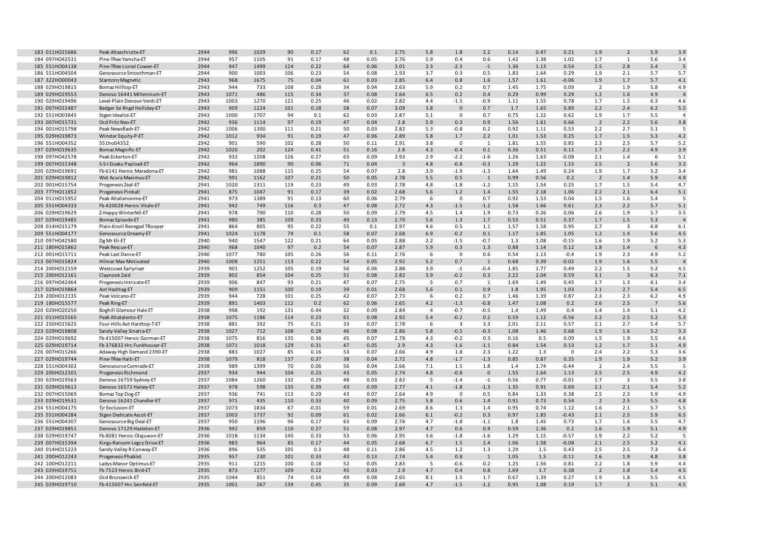| | | | | | | | | | | | | | | | | | | | |
|---|---|---|---|---|---|---|---|---|---|---|---|---|---|---|---|---|---|---|---|
| 183 | 011HO15686 | Peak Altaschrutte-ET | 2944 | 996 | 1029 | 90 | 0.17 | 62 | 0.1 | 2.75 | 5.8 | 1.8 | 2.2 | 0.14 | 0.47 | 0.21 | 1.9 | 2 | 5.9 | 3.9 |
| 184 | 097HO42531 | Pine-TRee Yamcha-ET | 2944 | 957 | 1105 | 91 | 0.17 | 48 | 0.05 | 2.76 | 5.9 | 0.4 | 0.6 | 1.42 | 1.38 | 1.02 | 1.7 | 1 | 5.6 | 3.4 |
| 185 | 551HO04138 | Pine-TRee Lionel Cowen-ET | 2944 | 947 | 1499 | 124 | 0.22 | 64 | 0.06 | 3.01 | 2.3 | -2.3 | -1 | 1.36 | 1.13 | 0.54 | 2.5 | 2.8 | 5.4 | 5 |
| 186 | 551HO04504 | Genosource Smoothman-ET | 2944 | 900 | 1003 | 106 | 0.23 | 54 | 0.08 | 2.93 | 3.7 | 0.3 | 0.5 | 1.83 | 1.64 | 0.29 | 1.9 | 2.1 | 5.7 | 5.7 |
| 187 | 322HO00043 | Stantons Magnetic | 2943 | 968 | 1675 | 75 | 0.04 | 61 | 0.03 | 2.85 | 6.4 | 0.8 | 1.6 | 1.57 | 1.61 | -0.06 | 1.9 | 1.7 | 5.7 | 4.1 |
| 188 | 029HO19815 | Bomaz Hilltop-ET | 2943 | 944 | 733 | 108 | 0.28 | 34 | 0.04 | 2.63 | 5.9 | 0.2 | 0.7 | 1.45 | 1.75 | 0.09 | 2 | 1.9 | 5.8 | 4.9 |
| 189 | 029HO19553 | Denovo 16441 Millennium-ET | 2943 | 1071 | 486 | 115 | 0.34 | 37 | 0.08 | 2.64 | 6.5 | 0.2 | 0.4 | 0.29 | 0.99 | 0.29 | 1.2 | 1.6 | 4.9 | 4 |
| 190 | 029HO19496 | Level-Plain Denovo Verdi-ET | 2943 | 1003 | 1270 | 121 | 0.25 | 46 | 0.02 | 2.82 | 4.4 | -1.5 | -0.9 | 1.11 | 1.55 | 0.78 | 1.7 | 1.5 | 6.3 | 4.6 |
| 191 | 007HO15487 | Badger Ssi Rngd Holliday-ET | 2943 | 909 | 1224 | 101 | 0.18 | 58 | 0.07 | 3.09 | 3.8 | 0 | 0.7 | 1.7 | 1.65 | 0.89 | 2.2 | 2.4 | 6.2 | 5.5 |
| 192 | 551HO03845 | Stgen Idealist-ET | 2943 | 1000 | 1707 | 94 | 0.1 | 62 | 0.03 | 2.87 | 5.1 | 0 | 0.7 | 0.75 | 1.22 | 0.62 | 1.9 | 1.7 | 5.5 | 4 |
| 193 | 007HO15731 | Ocd Fritz Neo-ET | 2942 | 936 | 1114 | 97 | 0.19 | 47 | 0.04 | 2.8 | 5.9 | 0.3 | 0.9 | 1.56 | 1.61 | 0.66 | 2 | 2.2 | 5.6 | 3.8 |
| 194 | 001HO15798 | Peak Newsflash-ET | 2942 | 1006 | 1300 | 111 | 0.21 | 50 | 0.03 | 2.82 | 5.3 | -0.8 | 0.2 | 0.92 | 1.11 | 0.53 | 2.2 | 2.7 | 5.1 | 5 |
| 195 | 029HO19873 | Winstar Equity-P-ET | 2942 | 1012 | 934 | 91 | 0.19 | 47 | 0.06 | 2.89 | 5.8 | 1.7 | 2.2 | 1.01 | 1.53 | 0.25 | 1.7 | 1.5 | 5.3 | 4.2 |
| 196 | 551HO04352 | 551ho04352 | 2942 | 901 | 590 | 102 | 0.28 | 50 | 0.11 | 2.91 | 3.8 | 0 | 1 | 1.81 | 1.55 | 0.85 | 2.3 | 2.5 | 5.7 | 5.2 |
| 197 | 029HO19635 | Bomaz Magnific-ET | 2942 | 1020 | 202 | 124 | 0.41 | 51 | 0.16 | 2.8 | 4.3 | -0.4 | 0.1 | 0.36 | 0.51 | 0.11 | 1.7 | 2.2 | 4.9 | 3.9 |
| 198 | 097HO42578 | Peak Eckerton-ET | 2942 | 932 | 1208 | 126 | 0.27 | 63 | 0.09 | 2.93 | 2.9 | -2.2 | -1.6 | 1.26 | 1.63 | -0.08 | 2.1 | 1.4 | 6 | 5.1 |
| 199 | 007HO15348 | S-S-I Eisaku Payload-ET | 2942 | 964 | 1890 | 90 | 0.06 | 71 | 0.04 | 3 | 4.8 | -0.8 | -0.3 | 1.29 | 1.22 | 1.15 | 2.5 | 2 | 5.6 | 3.3 |
| 200 | 029HO19691 | Fb 6141 Heroic Maradona-ET | 2942 | 981 | 1088 | 115 | 0.25 | 54 | 0.07 | 2.8 | 3.9 | -1.9 | -1.3 | 1.64 | 1.49 | 0.24 | 1.9 | 1.7 | 5.2 | 3.4 |
| 201 | 029HO19812 | Wet Acura Maximus-ET | 2942 | 991 | 1162 | 107 | 0.21 | 50 | 0.05 | 2.78 | 5.5 | 0.5 | 1 | 0.99 | 0.56 | 0.2 | 2 | 1.4 | 5.9 | 4.9 |
| 202 | 001HO15754 | Progenesis Zeal-ET | 2941 | 1020 | 1311 | 119 | 0.23 | 49 | 0.03 | 2.78 | 4.8 | -1.8 | -1.2 | 1.15 | 1.54 | 0.25 | 1.7 | 1.5 | 5.4 | 4.7 |
| 203 | 777HO11852 | Progenesis Pinball | 2941 | 875 | 1047 | 91 | 0.17 | 39 | 0.02 | 2.68 | 5.6 | 1.2 | 1.4 | 1.55 | 2.18 | 1.06 | 2.2 | 2.1 | 6.4 | 5.1 |
| 204 | 011HO15952 | Peak Altalienonme-ET | 2941 | 973 | 1389 | 91 | 0.13 | 60 | 0.06 | 2.79 | 6 | 0 | 0.7 | 0.92 | 1.53 | 0.04 | 1.5 | 1.6 | 5.4 | 5 |
| 205 | 551HO04333 | Fb 420028 Heroic Vitale-ET | 2941 | 942 | 749 | 116 | 0.3 | 47 | 0.08 | 2.72 | 4.3 | -1.5 | -1.2 | 1.58 | 1.66 | 0.61 | 2.3 | 2.2 | 5.7 | 5.1 |
| 206 | 029HO19629 | Z-Happy Winterfell-ET | 2941 | 978 | 790 | 110 | 0.28 | 50 | 0.09 | 2.79 | 4.5 | 1.4 | 1.9 | 0.73 | 0.26 | 0.06 | 2.6 | 1.9 | 5.7 | 3.5 |
| 207 | 029HO19485 | Bomaz Episode-ET | 2941 | 980 | 385 | 109 | 0.33 | 49 | 0.13 | 2.79 | 5.6 | 1.3 | 1.7 | 0.53 | 0.51 | 0.37 | 1.7 | 1.5 | 5.3 | 4 |
| 208 | 014HO15179 | Plain-Knoll Renegad TRooper | 2941 | 864 | 805 | 95 | 0.22 | 55 | 0.1 | 2.97 | 4.6 | 0.5 | 1.1 | 1.57 | 1.58 | 0.95 | 2.7 | 3 | 6.8 | 6.1 |
| 209 | 551HO04177 | Genosource Dreamy-ET | 2941 | 1024 | 1178 | 74 | 0.1 | 58 | 0.07 | 2.68 | 6.9 | -0.2 | 0.1 | 1.17 | 1.85 | 1.05 | 1.2 | 1.4 | 5.6 | 4.5 |
| 210 | 097HO42580 | Dg Mr Eli-ET | 2940 | 940 | 1547 | 122 | 0.21 | 64 | 0.05 | 2.88 | 2.2 | -1.5 | -0.7 | 1.3 | 1.08 | -0.15 | 1.6 | 1.9 | 5.2 | 5.3 |
| 211 | 180HO15862 | Peak Rescue-ET | 2940 | 968 | 1040 | 97 | 0.2 | 54 | 0.07 | 2.87 | 5.9 | 0.3 | 1.3 | 0.88 | 1.14 | 0.12 | 1.8 | 1.4 | 6 | 4.3 |
| 212 | 001HO15711 | Peak Last Dance-ET | 2940 | 1077 | 780 | 105 | 0.26 | 56 | 0.11 | 2.76 | 6 | 0 | 0.6 | 0.54 | 1.13 | -0.4 | 1.9 | 2.3 | 4.9 | 5.2 |
| 213 | 007HO15824 | Hilmar Max Motivated | 2940 | 1008 | 1251 | 113 | 0.22 | 54 | 0.05 | 2.92 | 5.2 | 0.7 | 1 | 0.68 | 0.39 | -0.02 | 1.9 | 1.6 | 5.5 | 4 |
| 214 | 200HO12159 | Westcoast Earlyriser | 2939 | 901 | 1252 | 105 | 0.19 | 56 | 0.06 | 2.88 | 3.9 | -1 | -0.4 | 1.85 | 1.77 | 0.49 | 2.2 | 1.5 | 5.2 | 4.5 |
| 215 | 200HO12161 | Claynook Zaid | 2939 | 802 | 854 | 104 | 0.25 | 51 | 0.08 | 2.82 | 3.9 | -0.2 | 0.3 | 2.22 | 2.04 | 0.59 | 3.1 | 3 | 6.3 | 7.1 |
| 216 | 097HO42464 | Progenesis Intricate-ET | 2939 | 906 | 847 | 93 | 0.21 | 47 | 0.07 | 2.75 | 5 | 0.7 | 1 | 1.69 | 1.49 | 0.45 | 1.7 | 1.3 | 6.1 | 3.4 |
| 217 | 029HO19864 | Aot Hashtag-ET | 2939 | 909 | 1151 | 100 | 0.19 | 39 | 0.01 | 2.68 | 5.6 | 0.1 | 0.9 | 1.8 | 1.95 | 1.03 | 2.1 | 2.7 | 5.4 | 6.5 |
| 218 | 200HO12135 | Peak Volcano-ET | 2939 | 944 | 728 | 101 | 0.25 | 42 | 0.07 | 2.73 | 6 | 0.2 | 0.7 | 1.46 | 1.39 | 0.87 | 2.3 | 2.3 | 6.2 | 4.9 |
| 219 | 180HO15577 | Peak Ring-ET | 2939 | 891 | 1403 | 112 | 0.2 | 62 | 0.06 | 2.65 | 4.2 | -1.3 | -0.8 | 1.47 | 1.08 | 0.2 | 2.6 | 2.5 | 7 | 5.6 |
| 220 | 029HO20250 | Boghill Glamour Hale ET | 2938 | 998 | 192 | 131 | 0.44 | 32 | 0.09 | 2.84 | 4 | -0.7 | -0.5 | 1.4 | 1.49 | 0.4 | 1.4 | 1.4 | 5.1 | 4.2 |
| 221 | 011HO15565 | Peak Altatalento-ET | 2938 | 1075 | 1186 | 114 | 0.23 | 61 | 0.08 | 2.92 | 5.4 | -0.2 | 0.2 | 0.59 | 1.12 | -0.56 | 2.2 | 2.5 | 5.2 | 5.3 |
| 222 | 250HO15625 | Four-Hills Aot Hardtop-T-ET | 2938 | 881 | 392 | 75 | 0.21 | 33 | 0.07 | 2.78 | 6 | 3 | 3.3 | 2.01 | 2.11 | 0.57 | 2.1 | 2.7 | 5.4 | 5.7 |
| 223 | 029HO19808 | Sandy-Valley Sinatra-ET | 2938 | 1027 | 712 | 108 | 0.28 | 46 | 0.08 | 2.86 | 5.8 | -0.5 | -0.3 | 1.08 | 1.46 | 0.68 | 1.9 | 1.6 | 5.2 | 3.3 |
| 224 | 029HO19692 | Fb 415007 Heroic Gorman-ET | 2938 | 1075 | 816 | 135 | 0.36 | 45 | 0.07 | 2.78 | 4.3 | -0.2 | 0.3 | 0.16 | 0.5 | 0.09 | 1.5 | 1.9 | 5.5 | 4.6 |
| 225 | 029HO19714 | Fb 376832 Hrc Funkhouser-ET | 2938 | 1071 | 1018 | 129 | 0.31 | 47 | 0.05 | 2.9 | 4.3 | -1.6 | -1.1 | 0.84 | 1.54 | 0.13 | 1.2 | 1.7 | 5.1 | 4.9 |
| 226 | 007HO15266 | Adaway High Demand 2390-ET | 2938 | 883 | 1027 | 85 | 0.16 | 53 | 0.07 | 2.66 | 4.9 | 1.8 | 2.3 | 1.22 | 1.3 | 0 | 2.4 | 2.2 | 5.3 | 3.6 |
| 227 | 029HO19744 | Pine-TRee Haiti-ET | 2938 | 1079 | 818 | 137 | 0.37 | 38 | 0.04 | 2.72 | 4.8 | -1.7 | -1.3 | 0.85 | 0.87 | 0.35 | 1.9 | 1.9 | 5.2 | 3.9 |
| 228 | 551HO04302 | Genosource Comrade-ET | 2938 | 989 | 1399 | 70 | 0.06 | 56 | 0.04 | 2.66 | 7.1 | 1.5 | 1.8 | 1.4 | 1.74 | -0.44 | 2 | 2.4 | 5.5 | 5 |
| 229 | 200HO12101 | Progenesis Richmond | 2937 | 934 | 944 | 104 | 0.23 | 43 | 0.05 | 2.74 | 4.8 | -0.8 | 0 | 1.55 | 1.64 | 1.13 | 2.5 | 2.5 | 4.9 | 4.2 |
| 230 | 029HO19563 | Denovo 16759 Sydney-ET | 2937 | 1084 | 1260 | 132 | 0.29 | 48 | 0.03 | 2.82 | 5 | -1.4 | -1 | 0.56 | 0.77 | -0.01 | 1.7 | 2 | 5.5 | 3.8 |
| 231 | 029HO19612 | Denovo 16572 Halsey-ET | 2937 | 978 | 598 | 135 | 0.39 | 43 | 0.09 | 2.77 | 4.1 | -1.8 | -1.3 | 1.35 | 0.91 | 0.69 | 2.1 | 2.1 | 5.4 | 5.2 |
| 232 | 007HO15069 | Bomaz Top Dog-ET | 2937 | 936 | 741 | 113 | 0.29 | 43 | 0.07 | 2.64 | 4.9 | 0 | 0.5 | 0.84 | 1.33 | 0.38 | 2.5 | 2.3 | 5.9 | 4.9 |
| 233 | 029HO19531 | Denovo 16241 Chandler-ET | 2937 | 971 | 435 | 110 | 0.33 | 40 | 0.09 | 2.75 | 5.8 | 0.6 | 1.4 | 0.91 | 0.73 | 0.54 | 2 | 2.5 | 5.5 | 4.8 |
| 234 | 551HO04175 | Tjr Exclusion-ET | 2937 | 1073 | 1834 | 67 | -0.01 | 59 | 0.01 | 2.69 | 8.6 | 1.3 | 1.4 | 0.95 | 0.74 | 1.12 | 1.6 | 2.1 | 5.7 | 5.5 |
| 235 | 551HO04284 | Stgen Dedicate Ascot-ET | 2937 | 1003 | 1737 | 92 | 0.09 | 61 | 0.02 | 2.66 | 6.1 | -0.2 | 0.3 | 0.97 | 1.85 | -0.43 | 2.1 | 2.5 | 5.9 | 6.5 |
| 236 | 551HO04307 | Genosource Big Deal-ET | 2937 | 950 | 1196 | 96 | 0.17 | 63 | 0.09 | 2.76 | 4.7 | -1.8 | -1.1 | 1.8 | 1.45 | 0.73 | 1.7 | 1.6 | 5.5 | 4.7 |
| 237 | 029HO19851 | Denovo 17129 Hazleton-ET | 2936 | 992 | 859 | 110 | 0.27 | 51 | 0.08 | 2.97 | 4.7 | 0.6 | 0.9 | 0.59 | 1.36 | 0.2 | 1.6 | 1.9 | 5.1 | 4.9 |
| 238 | 029HO19747 | Fb 8081 Heroic Olajuwon-ET | 2936 | 1018 | 1134 | 140 | 0.33 | 53 | 0.06 | 2.95 | 3.6 | -1.8 | -1.6 | 1.29 | 1.15 | -0.57 | 1.9 | 2.2 | 5.2 | 5 |
| 239 | 007HO15394 | Kings-Ransom Legcy Drive-ET | 2936 | 983 | 964 | 85 | 0.17 | 44 | 0.05 | 2.68 | 6.7 | 1.5 | 2.4 | 1.06 | 1.58 | -0.08 | 2.1 | 2.5 | 5.2 | 4.1 |
| 240 | 014HO15223 | Sandy-Valley R Conway-ET | 2936 | 896 | 535 | 105 | 0.3 | 48 | 0.11 | 2.86 | 4.5 | 1.2 | 1.3 | 1.29 | 1.5 | 0.43 | 2.5 | 2.5 | 7.3 | 6.4 |
| 241 | 200HO12243 | Progenesis Phablet | 2935 | 957 | 230 | 101 | 0.33 | 43 | 0.13 | 2.74 | 5.4 | 0.8 | 1 | 1.05 | 1.5 | -0.11 | 1.6 | 1.9 | 4.8 | 3.8 |
| 242 | 100HO12211 | Ladys-Manor Optimus-ET | 2935 | 911 | 1215 | 100 | 0.18 | 52 | 0.05 | 2.83 | 5 | -0.6 | 0.2 | 1.25 | 1.56 | 0.81 | 2.2 | 1.8 | 5.9 | 4.4 |
| 243 | 029HO19751 | Fb 7523 Heroic Bird-ET | 2935 | 873 | 1177 | 109 | 0.22 | 45 | 0.03 | 2.9 | 4.7 | 0.4 | 0.8 | 1.69 | 1.7 | 0.38 | 2 | 1.8 | 5.4 | 4.5 |
| 244 | 200HO12083 | Ocd Brunswick-ET | 2935 | 1044 | 851 | 74 | 0.14 | 49 | 0.08 | 2.65 | 8.1 | 1.5 | 1.7 | 0.67 | 1.39 | 0.27 | 1.9 | 1.8 | 5.5 | 4.5 |
| 245 | 029HO19710 | Fb 415007 Hrc Seinfeld-ET | 2935 | 1001 | 267 | 139 | 0.45 | 35 | 0.09 | 2.69 | 4.7 | -1.5 | -1.2 | 0.95 | 1.08 | 0.19 | 1.7 | 2 | 5.1 | 4.5 |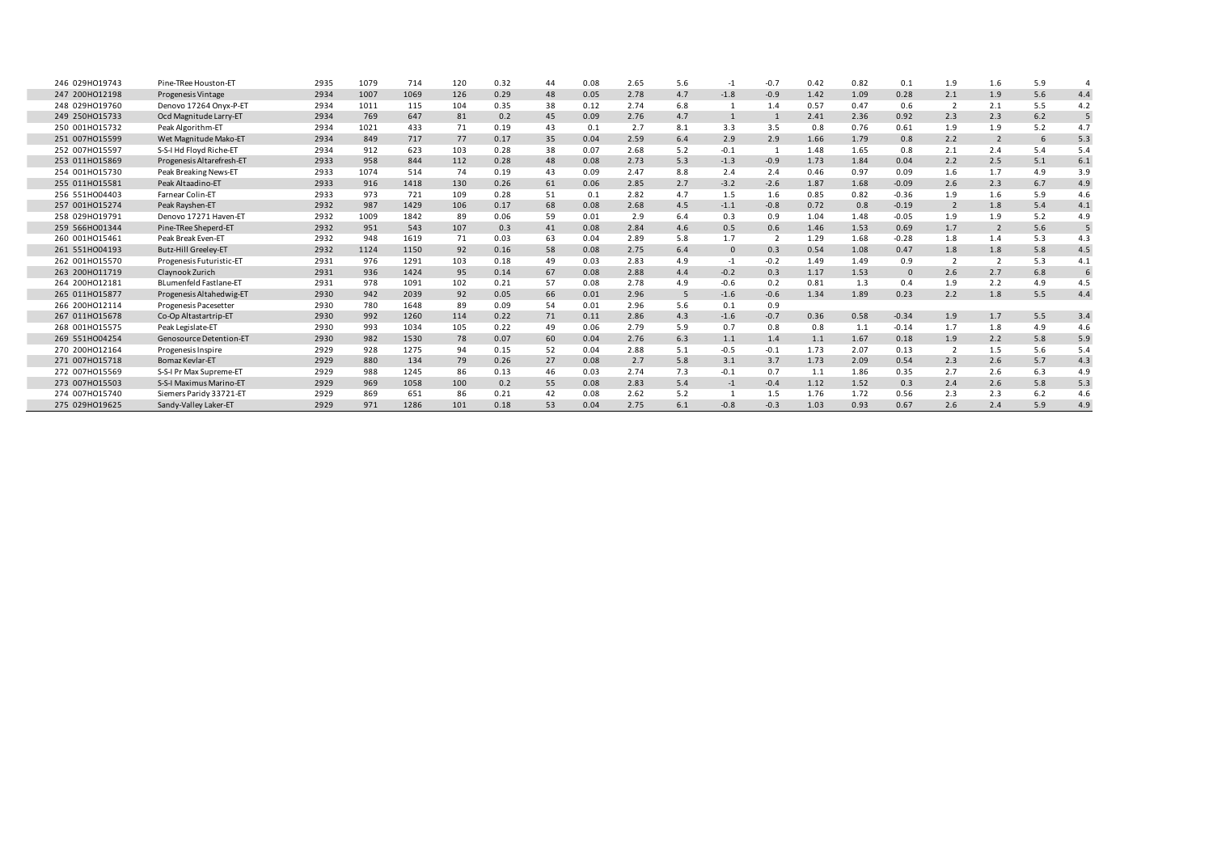| | | | | | | | | | | | | | | | | | | | | |
|---|---|---|---|---|---|---|---|---|---|---|---|---|---|---|---|---|---|---|---|---|
| 246 | 029HO19743 | Pine-TRee Houston-ET | 2935 | 1079 | 714 | 120 | 0.32 | 44 | 0.08 | 2.65 | 5.6 | -1 | -0.7 | 0.42 | 0.82 | 0.1 | 1.9 | 1.6 | 5.9 | 4 |
| 247 | 200HO12198 | Progenesis Vintage | 2934 | 1007 | 1069 | 126 | 0.29 | 48 | 0.05 | 2.78 | 4.7 | -1.8 | -0.9 | 1.42 | 1.09 | 0.28 | 2.1 | 1.9 | 5.6 | 4.4 |
| 248 | 029HO19760 | Denovo 17264 Onyx-P-ET | 2934 | 1011 | 115 | 104 | 0.35 | 38 | 0.12 | 2.74 | 6.8 | 1 | 1.4 | 0.57 | 0.47 | 0.6 | 2 | 2.1 | 5.5 | 4.2 |
| 249 | 250HO15733 | Ocd Magnitude Larry-ET | 2934 | 769 | 647 | 81 | 0.2 | 45 | 0.09 | 2.76 | 4.7 | 1 | 1 | 2.41 | 2.36 | 0.92 | 2.3 | 2.3 | 6.2 | 5 |
| 250 | 001HO15732 | Peak Algorithm-ET | 2934 | 1021 | 433 | 71 | 0.19 | 43 | 0.1 | 2.7 | 8.1 | 3.3 | 3.5 | 0.8 | 0.76 | 0.61 | 1.9 | 1.9 | 5.2 | 4.7 |
| 251 | 007HO15599 | Wet Magnitude Mako-ET | 2934 | 849 | 717 | 77 | 0.17 | 35 | 0.04 | 2.59 | 6.4 | 2.9 | 2.9 | 1.66 | 1.79 | 0.8 | 2.2 | 2 | 6 | 5.3 |
| 252 | 007HO15597 | S-S-I Hd Floyd Riche-ET | 2934 | 912 | 623 | 103 | 0.28 | 38 | 0.07 | 2.68 | 5.2 | -0.1 | 1 | 1.48 | 1.65 | 0.8 | 2.1 | 2.4 | 5.4 | 5.4 |
| 253 | 011HO15869 | Progenesis Altarefresh-ET | 2933 | 958 | 844 | 112 | 0.28 | 48 | 0.08 | 2.73 | 5.3 | -1.3 | -0.9 | 1.73 | 1.84 | 0.04 | 2.2 | 2.5 | 5.1 | 6.1 |
| 254 | 001HO15730 | Peak Breaking News-ET | 2933 | 1074 | 514 | 74 | 0.19 | 43 | 0.09 | 2.47 | 8.8 | 2.4 | 2.4 | 0.46 | 0.97 | 0.09 | 1.6 | 1.7 | 4.9 | 3.9 |
| 255 | 011HO15581 | Peak Altaadino-ET | 2933 | 916 | 1418 | 130 | 0.26 | 61 | 0.06 | 2.85 | 2.7 | -3.2 | -2.6 | 1.87 | 1.68 | -0.09 | 2.6 | 2.3 | 6.7 | 4.9 |
| 256 | 551HO04403 | Farnear Colin-ET | 2933 | 973 | 721 | 109 | 0.28 | 51 | 0.1 | 2.82 | 4.7 | 1.5 | 1.6 | 0.85 | 0.82 | -0.36 | 1.9 | 1.6 | 5.9 | 4.6 |
| 257 | 001HO15274 | Peak Rayshen-ET | 2932 | 987 | 1429 | 106 | 0.17 | 68 | 0.08 | 2.68 | 4.5 | -1.1 | -0.8 | 0.72 | 0.8 | -0.19 | 2 | 1.8 | 5.4 | 4.1 |
| 258 | 029HO19791 | Denovo 17271 Haven-ET | 2932 | 1009 | 1842 | 89 | 0.06 | 59 | 0.01 | 2.9 | 6.4 | 0.3 | 0.9 | 1.04 | 1.48 | -0.05 | 1.9 | 1.9 | 5.2 | 4.9 |
| 259 | 566HO01344 | Pine-TRee Sheperd-ET | 2932 | 951 | 543 | 107 | 0.3 | 41 | 0.08 | 2.84 | 4.6 | 0.5 | 0.6 | 1.46 | 1.53 | 0.69 | 1.7 | 2 | 5.6 | 5 |
| 260 | 001HO15461 | Peak Break Even-ET | 2932 | 948 | 1619 | 71 | 0.03 | 63 | 0.04 | 2.89 | 5.8 | 1.7 | 2 | 1.29 | 1.68 | -0.28 | 1.8 | 1.4 | 5.3 | 4.3 |
| 261 | 551HO04193 | Butz-Hill Greeley-ET | 2932 | 1124 | 1150 | 92 | 0.16 | 58 | 0.08 | 2.75 | 6.4 | 0 | 0.3 | 0.54 | 1.08 | 0.47 | 1.8 | 1.8 | 5.8 | 4.5 |
| 262 | 001HO15570 | Progenesis Futuristic-ET | 2931 | 976 | 1291 | 103 | 0.18 | 49 | 0.03 | 2.83 | 4.9 | -1 | -0.2 | 1.49 | 1.49 | 0.9 | 2 | 2 | 5.3 | 4.1 |
| 263 | 200HO11719 | Claynook Zurich | 2931 | 936 | 1424 | 95 | 0.14 | 67 | 0.08 | 2.88 | 4.4 | -0.2 | 0.3 | 1.17 | 1.53 | 0 | 2.6 | 2.7 | 6.8 | 6 |
| 264 | 200HO12181 | BLumenfeld Fastlane-ET | 2931 | 978 | 1091 | 102 | 0.21 | 57 | 0.08 | 2.78 | 4.9 | -0.6 | 0.2 | 0.81 | 1.3 | 0.4 | 1.9 | 2.2 | 4.9 | 4.5 |
| 265 | 011HO15877 | Progenesis Altahedwig-ET | 2930 | 942 | 2039 | 92 | 0.05 | 66 | 0.01 | 2.96 | 5 | -1.6 | -0.6 | 1.34 | 1.89 | 0.23 | 2.2 | 1.8 | 5.5 | 4.4 |
| 266 | 200HO12114 | Progenesis Pacesetter | 2930 | 780 | 1648 | 89 | 0.09 | 54 | 0.01 | 2.96 | 5.6 | 0.1 | 0.9 | | | | | | | |
| 267 | 011HO15678 | Co-Op Altastartrip-ET | 2930 | 992 | 1260 | 114 | 0.22 | 71 | 0.11 | 2.86 | 4.3 | -1.6 | -0.7 | 0.36 | 0.58 | -0.34 | 1.9 | 1.7 | 5.5 | 3.4 |
| 268 | 001HO15575 | Peak Legislate-ET | 2930 | 993 | 1034 | 105 | 0.22 | 49 | 0.06 | 2.79 | 5.9 | 0.7 | 0.8 | 0.8 | 1.1 | -0.14 | 1.7 | 1.8 | 4.9 | 4.6 |
| 269 | 551HO04254 | Genosource Detention-ET | 2930 | 982 | 1530 | 78 | 0.07 | 60 | 0.04 | 2.76 | 6.3 | 1.1 | 1.4 | 1.1 | 1.67 | 0.18 | 1.9 | 2.2 | 5.8 | 5.9 |
| 270 | 200HO12164 | Progenesis Inspire | 2929 | 928 | 1275 | 94 | 0.15 | 52 | 0.04 | 2.88 | 5.1 | -0.5 | -0.1 | 1.73 | 2.07 | 0.13 | 2 | 1.5 | 5.6 | 5.4 |
| 271 | 007HO15718 | Bomaz Kevlar-ET | 2929 | 880 | 134 | 79 | 0.26 | 27 | 0.08 | 2.7 | 5.8 | 3.1 | 3.7 | 1.73 | 2.09 | 0.54 | 2.3 | 2.6 | 5.7 | 4.3 |
| 272 | 007HO15569 | S-S-I Pr Max Supreme-ET | 2929 | 988 | 1245 | 86 | 0.13 | 46 | 0.03 | 2.74 | 7.3 | -0.1 | 0.7 | 1.1 | 1.86 | 0.35 | 2.7 | 2.6 | 6.3 | 4.9 |
| 273 | 007HO15503 | S-S-I Maximus Marino-ET | 2929 | 969 | 1058 | 100 | 0.2 | 55 | 0.08 | 2.83 | 5.4 | -1 | -0.4 | 1.12 | 1.52 | 0.3 | 2.4 | 2.6 | 5.8 | 5.3 |
| 274 | 007HO15740 | Siemers Paridy 33721-ET | 2929 | 869 | 651 | 86 | 0.21 | 42 | 0.08 | 2.62 | 5.2 | 1 | 1.5 | 1.76 | 1.72 | 0.56 | 2.3 | 2.3 | 6.2 | 4.6 |
| 275 | 029HO19625 | Sandy-Valley Laker-ET | 2929 | 971 | 1286 | 101 | 0.18 | 53 | 0.04 | 2.75 | 6.1 | -0.8 | -0.3 | 1.03 | 0.93 | 0.67 | 2.6 | 2.4 | 5.9 | 4.9 |